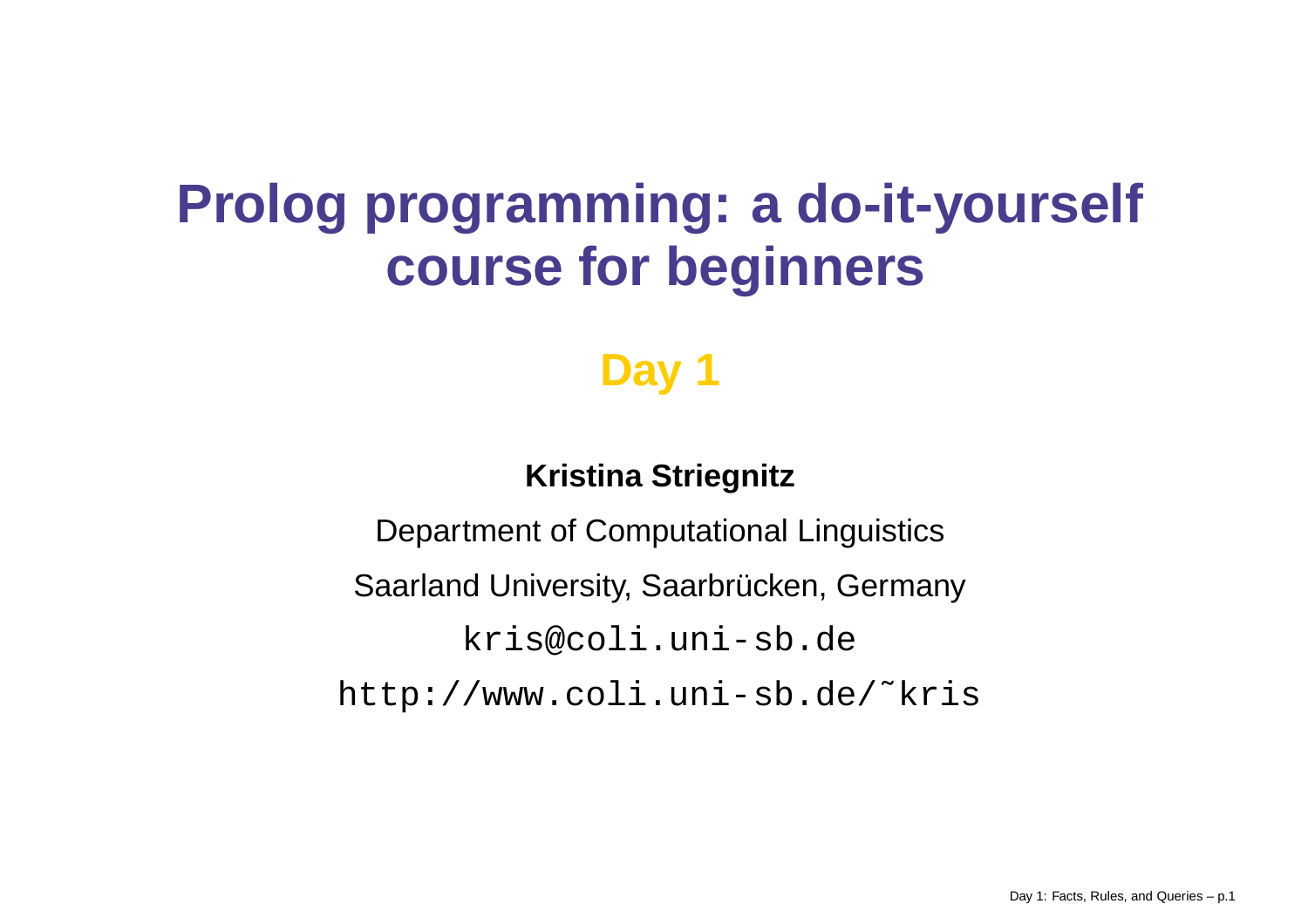# Prolog programming: a do-it-yourself course for beginners

## Day 1

**Kristina Striegnitz**

Department of Computational Linguistics

Saarland University, Saarbrücken, Germany

`kris@coli.uni-sb.de`

`http://www.coli.uni-sb.de/˜kris`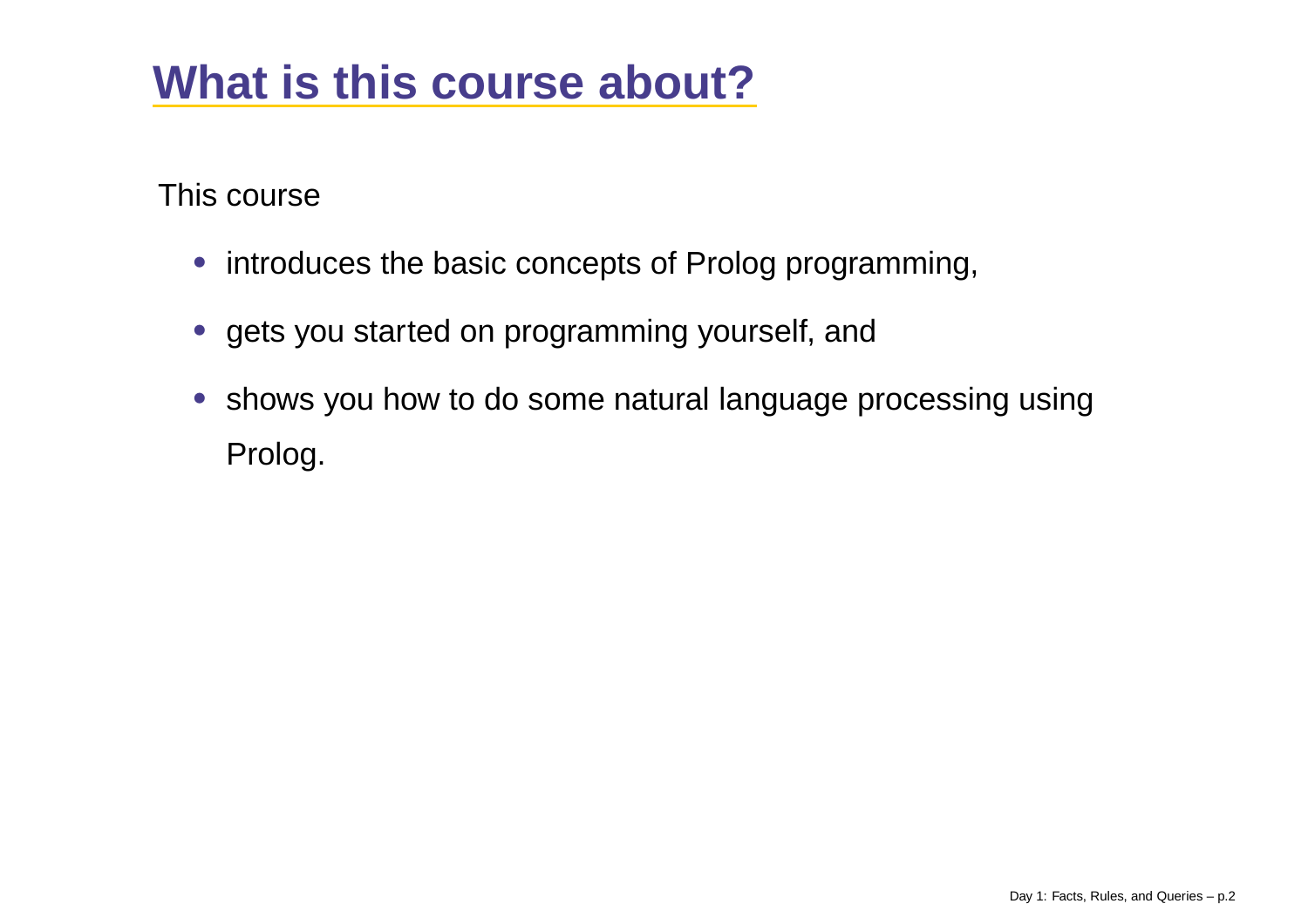# What is this course about?

This course

- introduces the basic concepts of Prolog programming,
- gets you started on programming yourself, and
- shows you how to do some natural language processing using Prolog.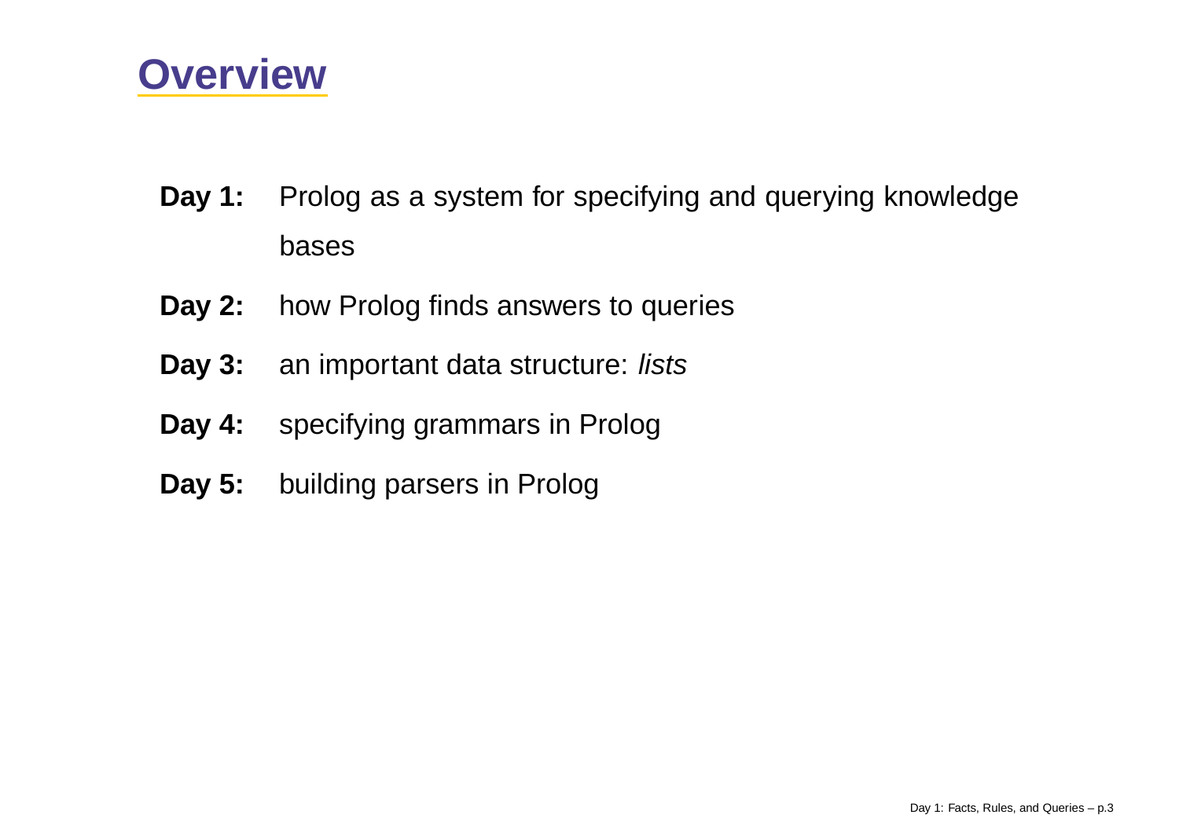# Overview

- **Day 1:** Prolog as a system for specifying and querying knowledge bases
- **Day 2:** how Prolog finds answers to queries
- **Day 3:** an important data structure: *lists*
- **Day 4:** specifying grammars in Prolog
- **Day 5:** building parsers in Prolog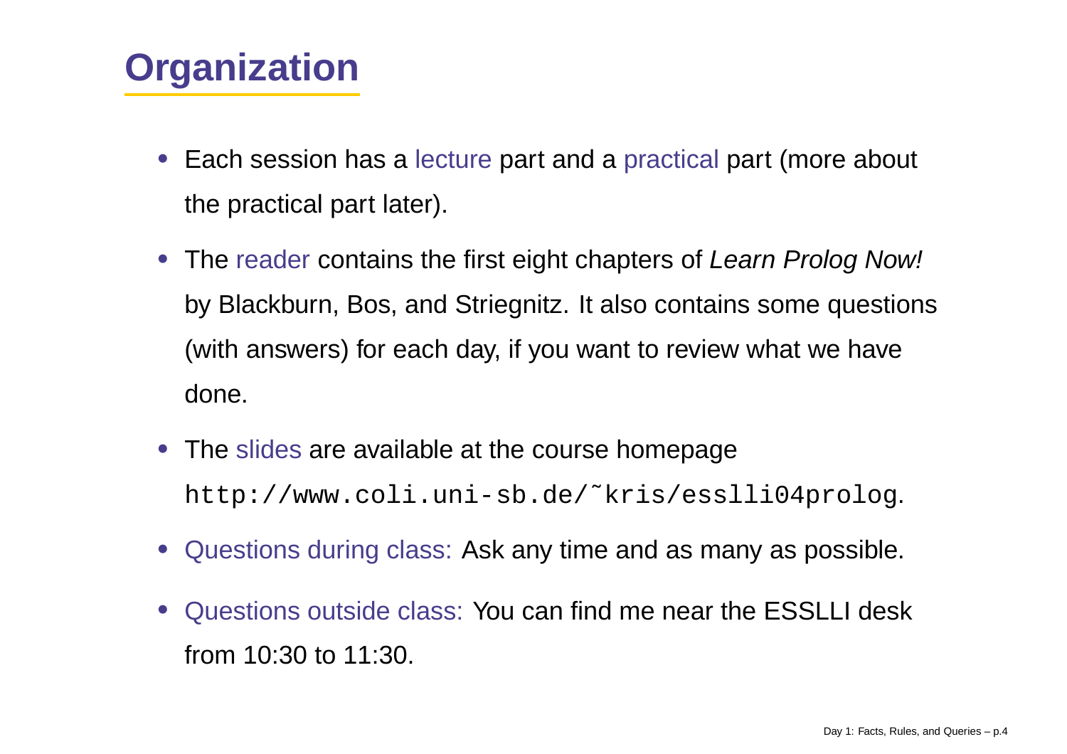# Organization

- Each session has a lecture part and a practical part (more about the practical part later).
- The reader contains the first eight chapters of *Learn Prolog Now!* by Blackburn, Bos, and Striegnitz. It also contains some questions (with answers) for each day, if you want to review what we have done.
- The slides are available at the course homepage `http://www.coli.uni-sb.de/~kris/esslli04prolog`.
- Questions during class: Ask any time and as many as possible.
- Questions outside class: You can find me near the ESSLLI desk from 10:30 to 11:30.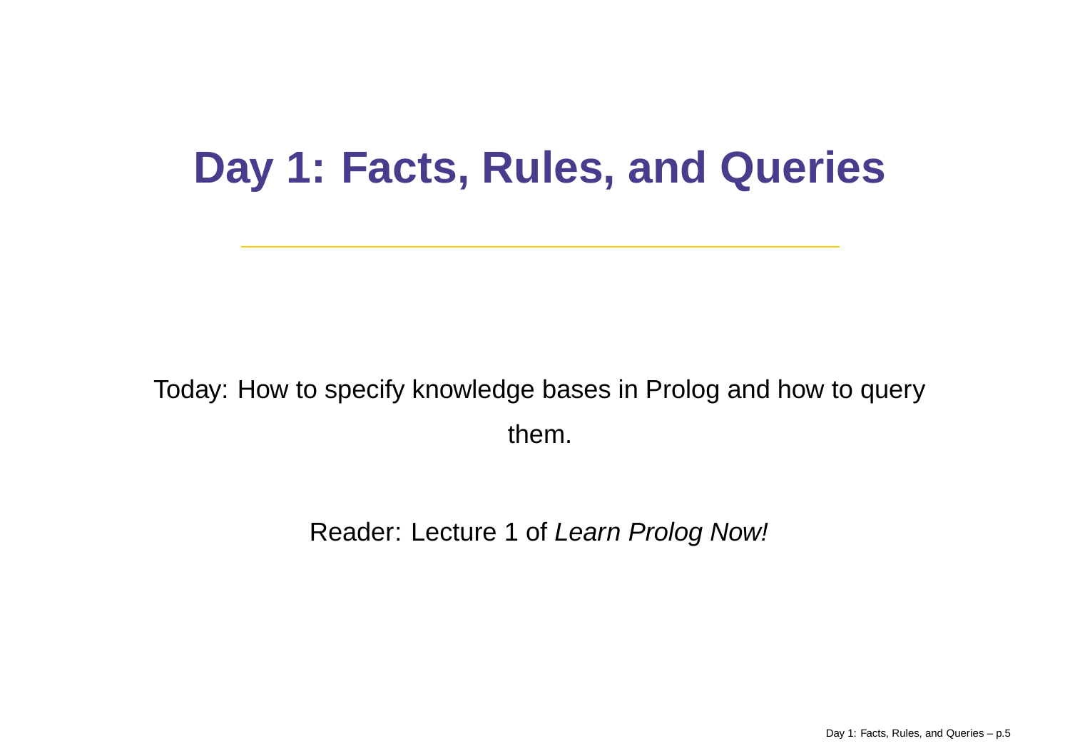# Day 1: Facts, Rules, and Queries

Today: How to specify knowledge bases in Prolog and how to query them.

Reader: Lecture 1 of *Learn Prolog Now!*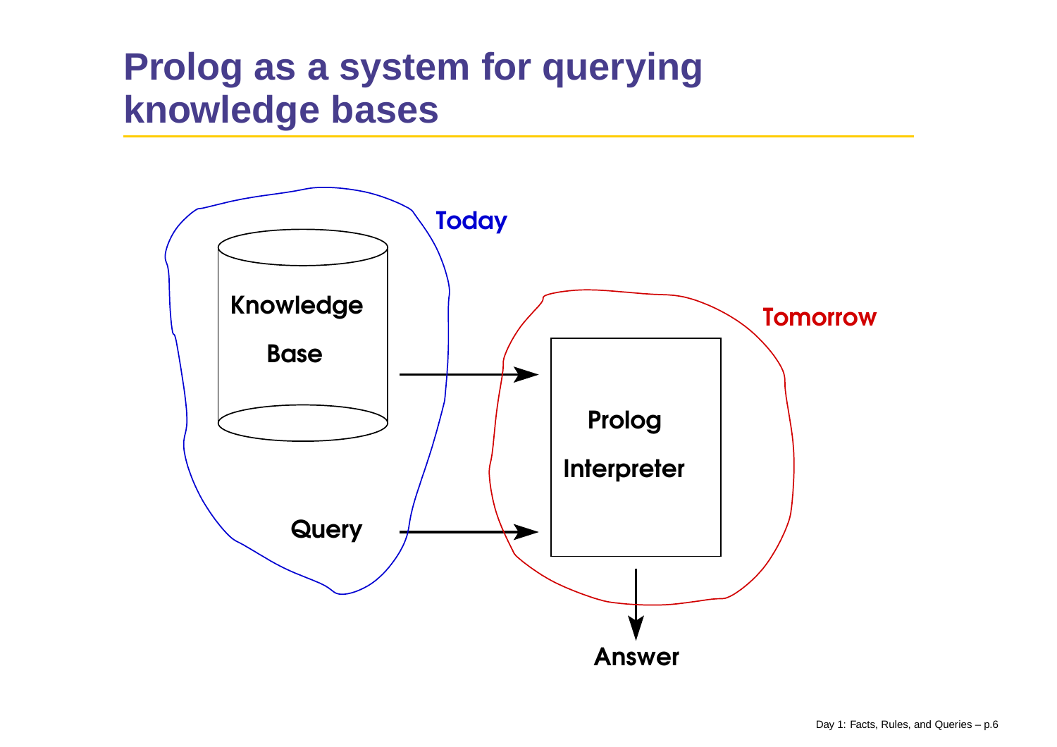# Prolog as a system for querying knowledge bases

Today

Knowledge Base

Query

Tomorrow

Prolog Interpreter

Answer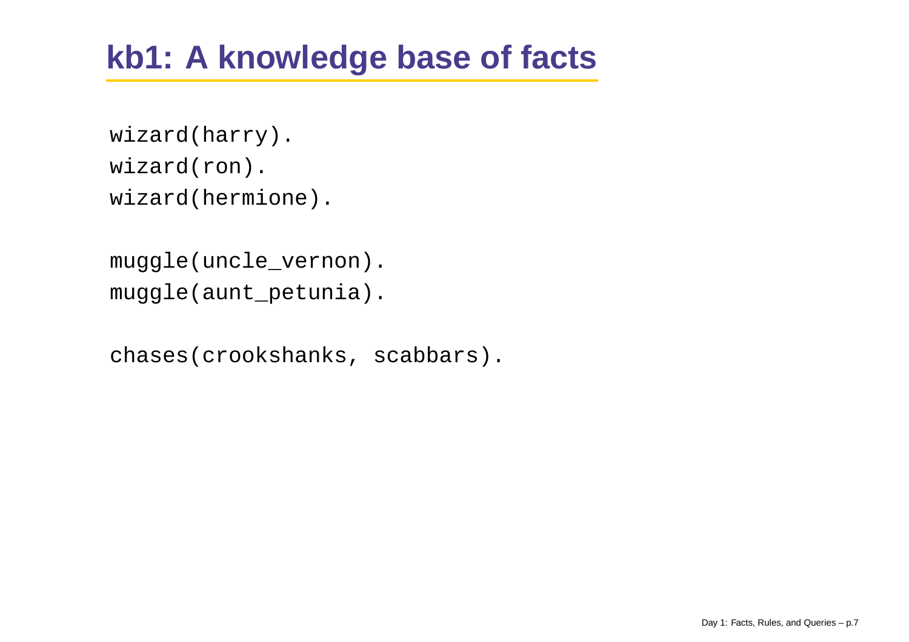# kb1: A knowledge base of facts

```
wizard(harry).
wizard(ron).
wizard(hermione).

muggle(uncle_vernon).
muggle(aunt_petunia).

chases(crookshanks, scabbars).
```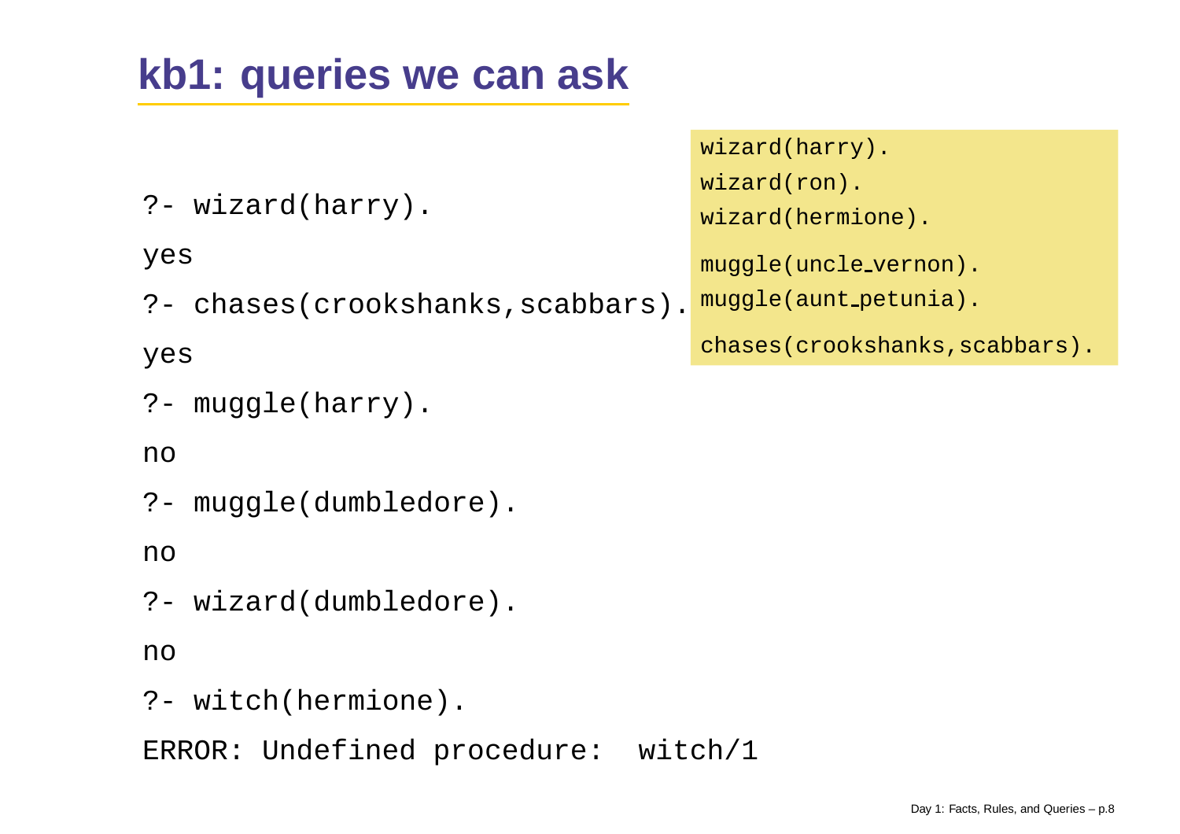# kb1: queries we can ask

```
wizard(harry).
wizard(ron).
wizard(hermione).

muggle(uncle_vernon).
muggle(aunt_petunia).

chases(crookshanks,scabbars).
```

```
?- wizard(harry).
yes
?- chases(crookshanks,scabbars).
yes
?- muggle(harry).
no
?- muggle(dumbledore).
no
?- wizard(dumbledore).
no
?- witch(hermione).
ERROR: Undefined procedure:  witch/1
```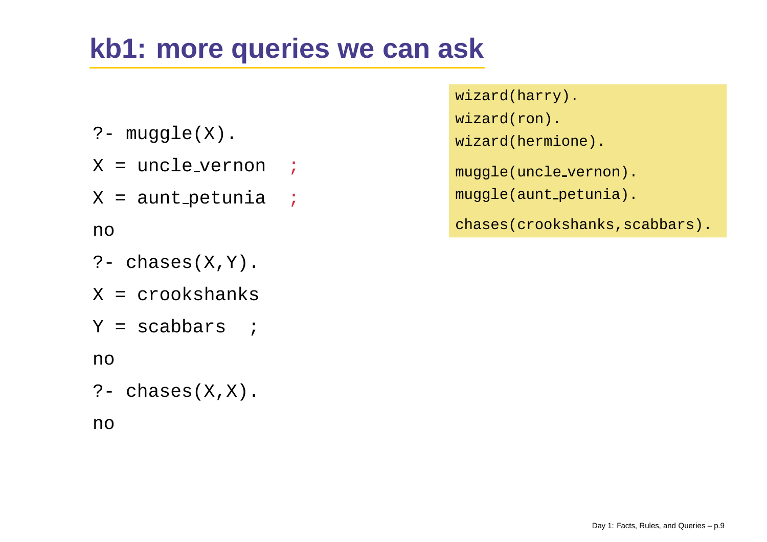# kb1: more queries we can ask

```
?- muggle(X).
X = uncle_vernon  ;
X = aunt_petunia  ;
no
?- chases(X,Y).
X = crookshanks
Y = scabbars  ;
no
?- chases(X,X).
no
```

```
wizard(harry).
wizard(ron).
wizard(hermione).

muggle(uncle_vernon).
muggle(aunt_petunia).

chases(crookshanks,scabbars).
```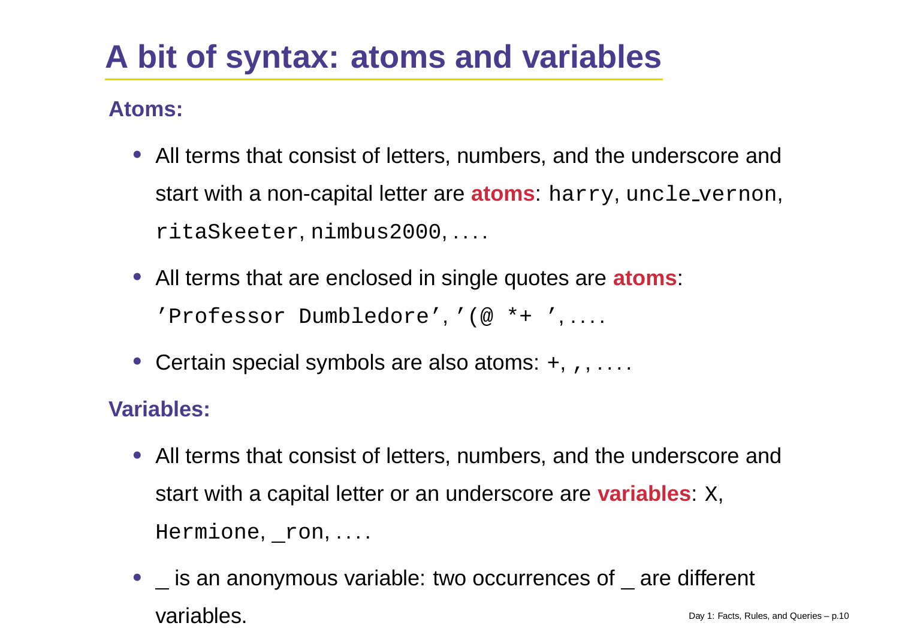# A bit of syntax: atoms and variables

**Atoms:**

- All terms that consist of letters, numbers, and the underscore and start with a non-capital letter are **atoms**: `harry`, `uncle_vernon`, `ritaSkeeter`, `nimbus2000`, ....
- All terms that are enclosed in single quotes are **atoms**: `'Professor Dumbledore'`, `'(@ *+ '`, ....
- Certain special symbols are also atoms: `+`, `,`, ....

**Variables:**

- All terms that consist of letters, numbers, and the underscore and start with a capital letter or an underscore are **variables**: `X`, `Hermione`, `_ron`, ....
- _ is an anonymous variable: two occurrences of _ are different variables.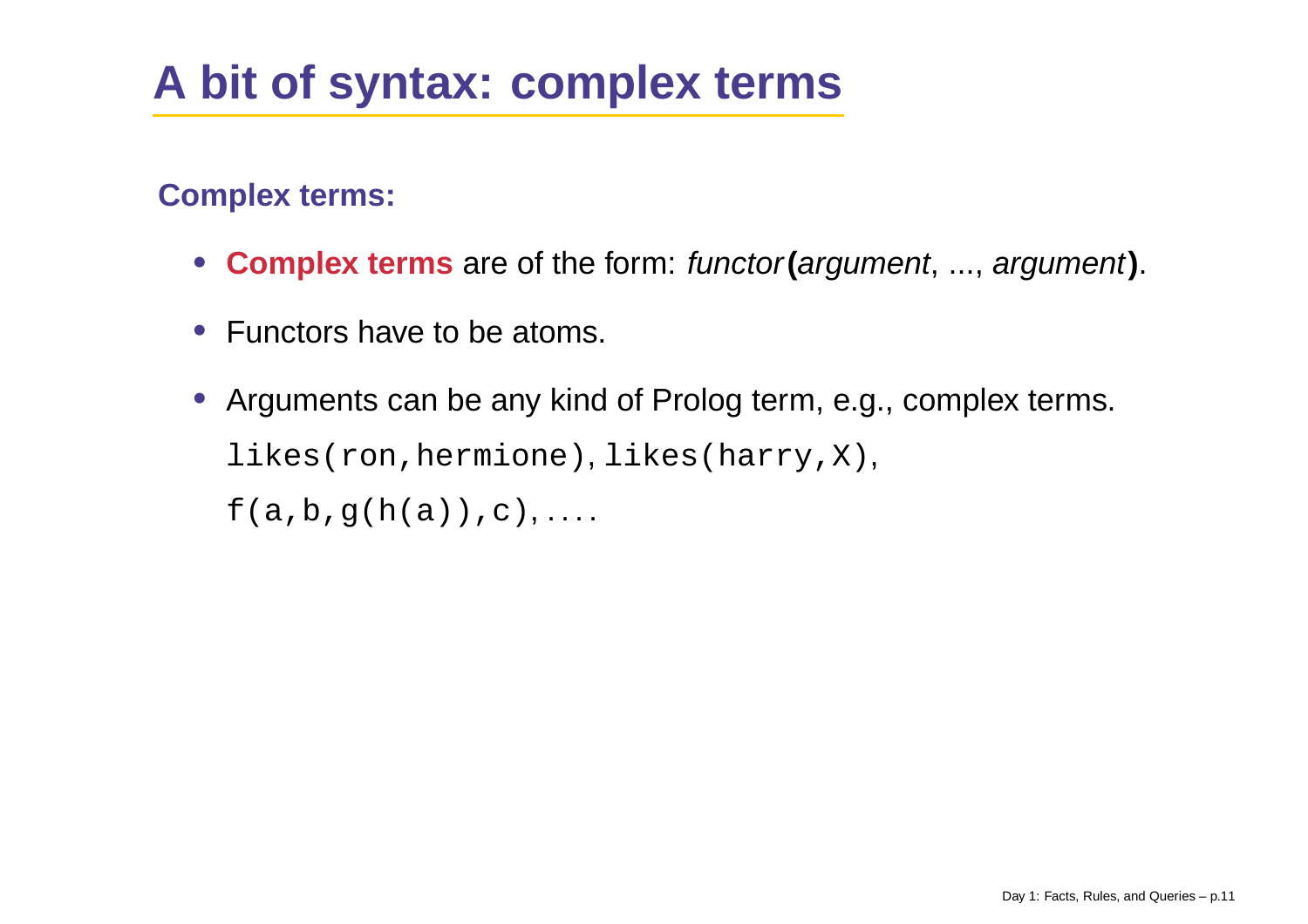# A bit of syntax: complex terms

## Complex terms:

- **Complex terms** are of the form: *functor* **(***argument*, ..., *argument***)**.
- Functors have to be atoms.
- Arguments can be any kind of Prolog term, e.g., complex terms.

  `likes(ron,hermione)`, `likes(harry,X)`,

  `f(a,b,g(h(a)),c)`, ....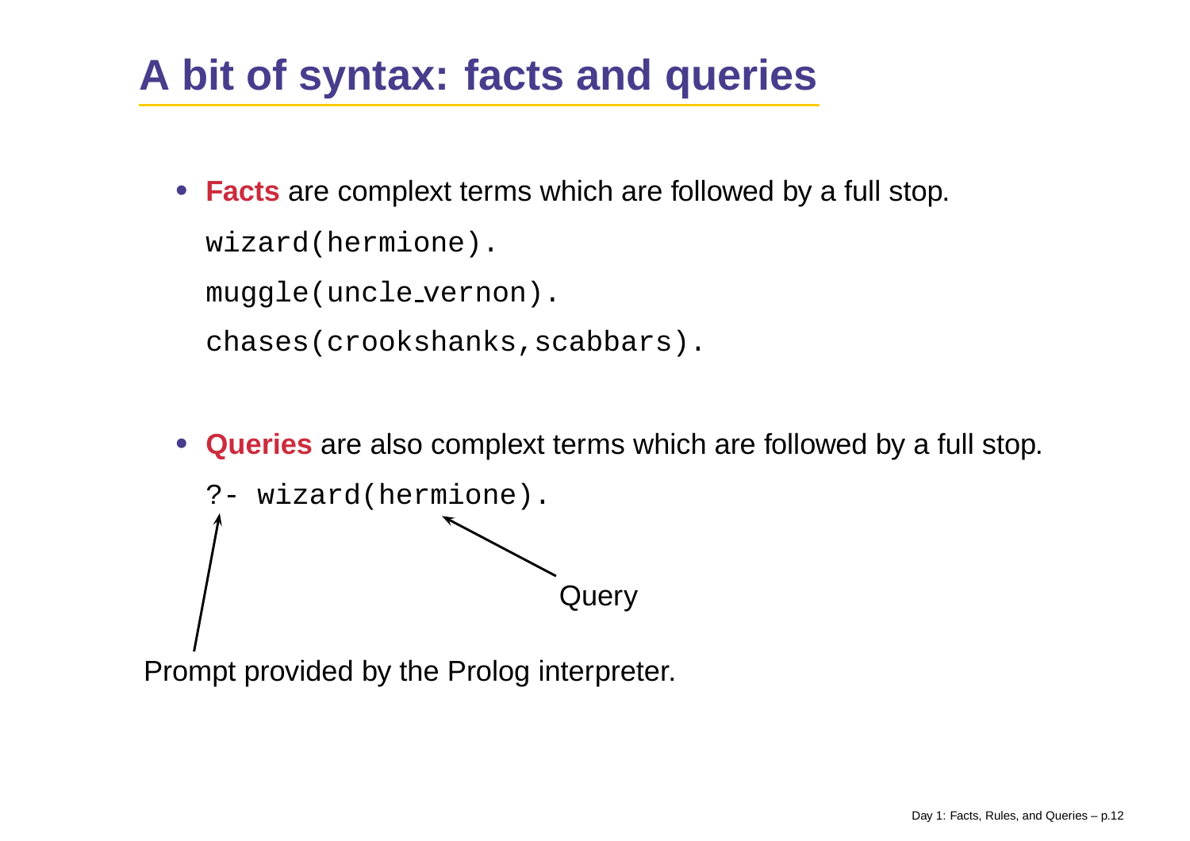# A bit of syntax: facts and queries

- **Facts** are complext terms which are followed by a full stop.

```
wizard(hermione).
muggle(uncle_vernon).
chases(crookshanks,scabbars).
```

- **Queries** are also complext terms which are followed by a full stop.

```
?- wizard(hermione).
```

Query

Prompt provided by the Prolog interpreter.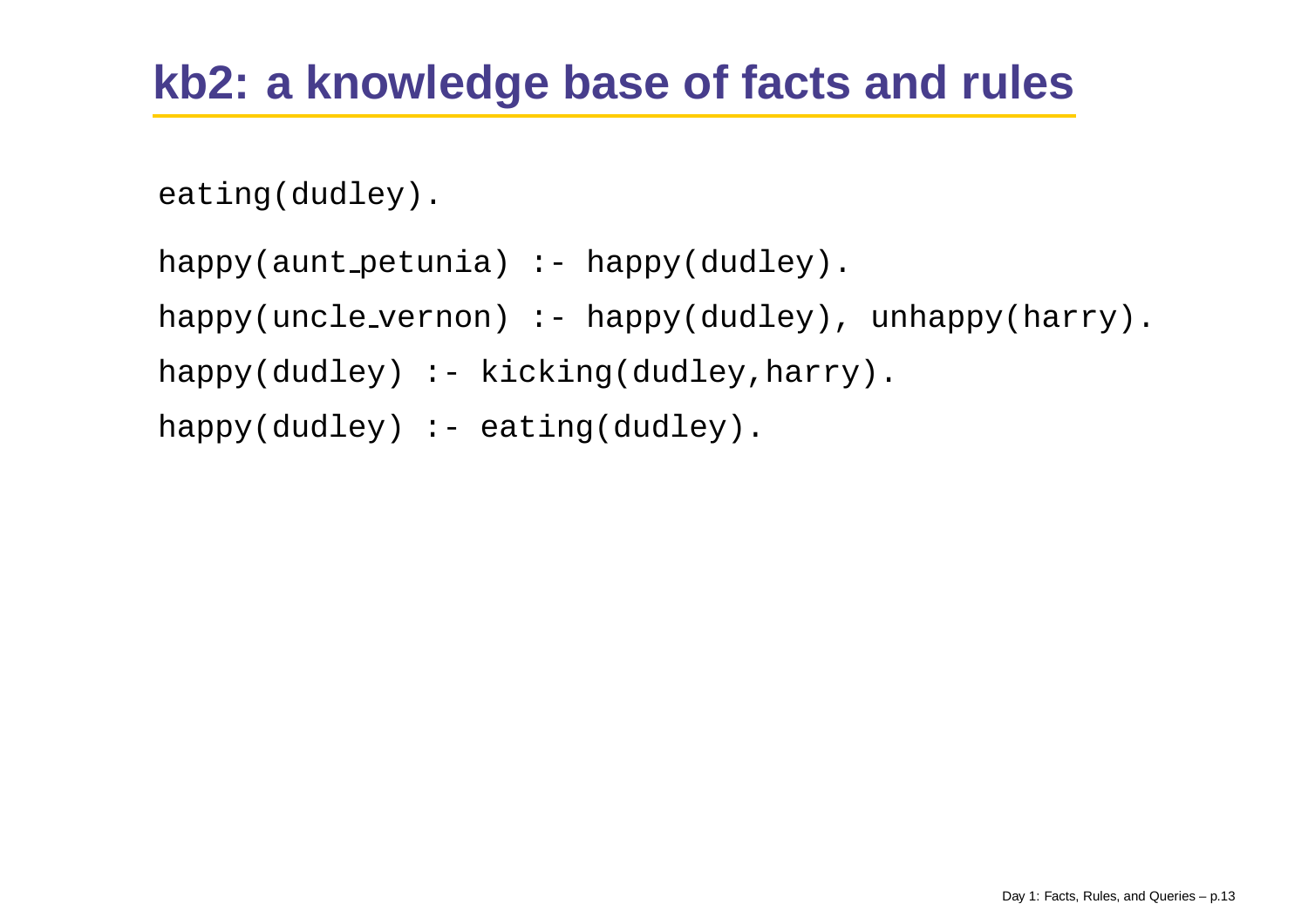# kb2: a knowledge base of facts and rules

```
eating(dudley).

happy(aunt_petunia) :- happy(dudley).

happy(uncle_vernon) :- happy(dudley), unhappy(harry).

happy(dudley) :- kicking(dudley,harry).

happy(dudley) :- eating(dudley).
```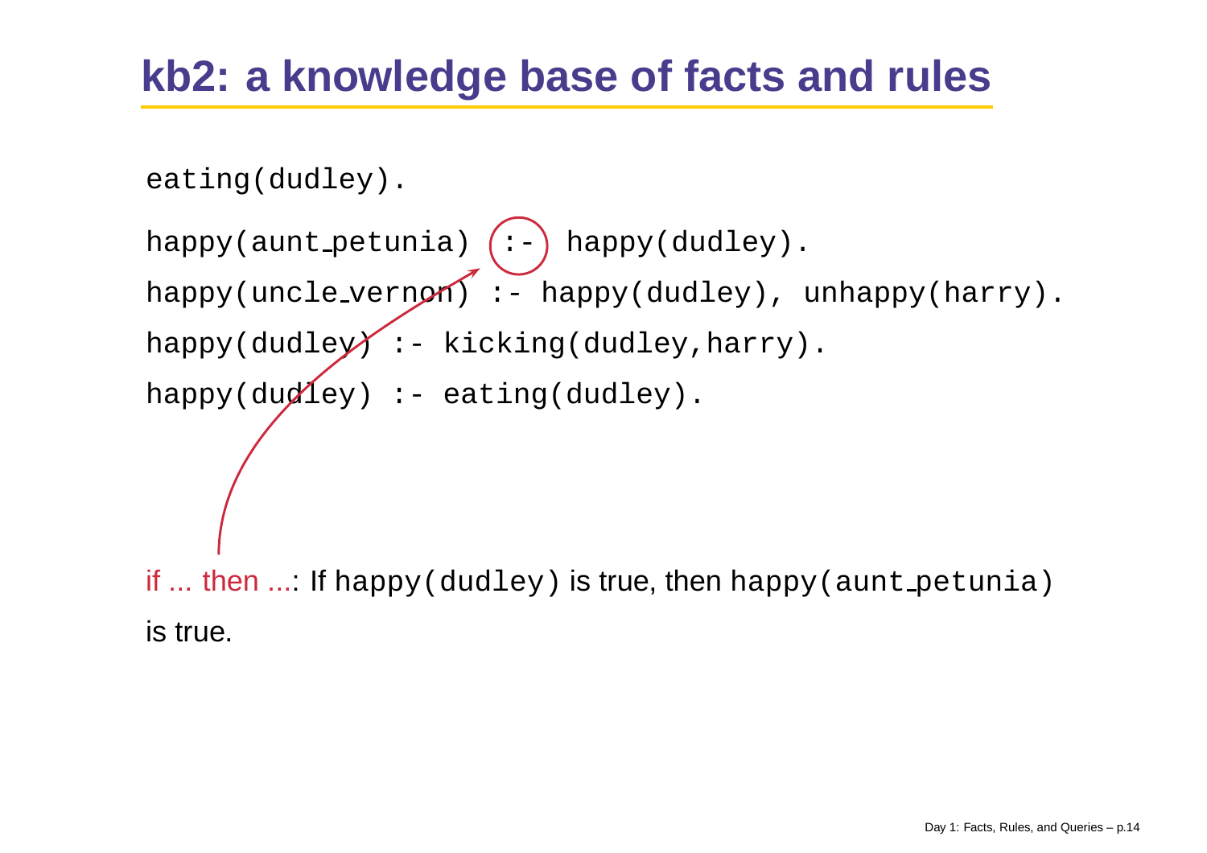# kb2: a knowledge base of facts and rules

```
eating(dudley).
happy(aunt_petunia) :- happy(dudley).
happy(uncle_vernon) :- happy(dudley), unhappy(harry).
happy(dudley) :- kicking(dudley,harry).
happy(dudley) :- eating(dudley).
```

if ... then ...: If `happy(dudley)` is true, then `happy(aunt_petunia)` is true.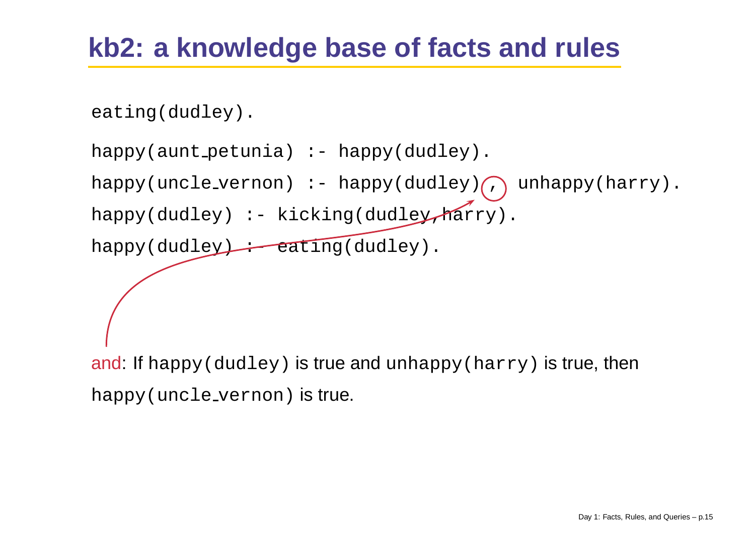# kb2: a knowledge base of facts and rules

```
eating(dudley).

happy(aunt_petunia) :- happy(dudley).

happy(uncle_vernon) :- happy(dudley), unhappy(harry).

happy(dudley) :- kicking(dudley,harry).

happy(dudley) :- eating(dudley).
```

and: If `happy(dudley)` is true and `unhappy(harry)` is true, then `happy(uncle_vernon)` is true.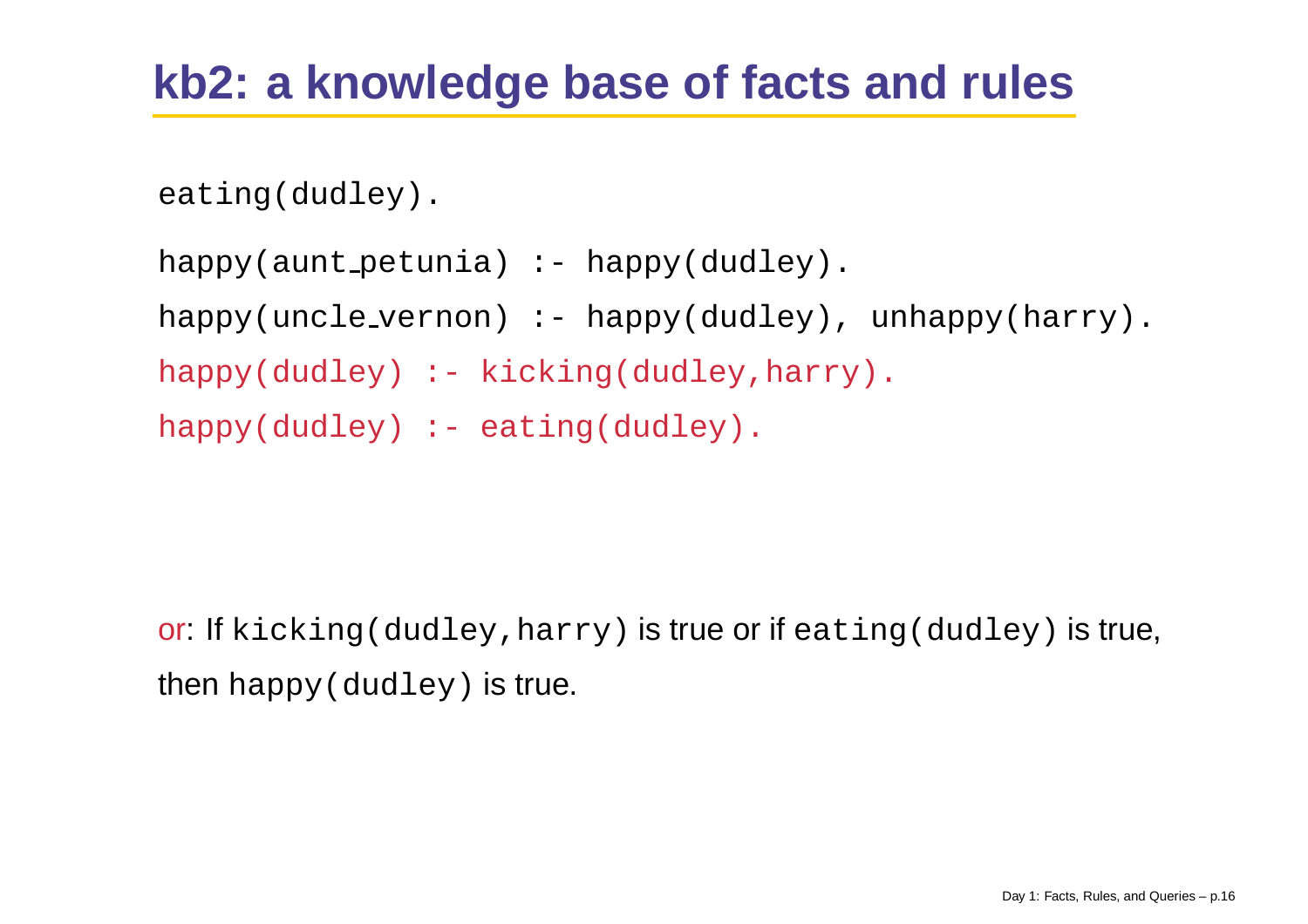## kb2: a knowledge base of facts and rules

```
eating(dudley).
happy(aunt_petunia) :- happy(dudley).
happy(uncle_vernon) :- happy(dudley), unhappy(harry).
happy(dudley) :- kicking(dudley,harry).
happy(dudley) :- eating(dudley).
```

or: If `kicking(dudley,harry)` is true or if `eating(dudley)` is true, then `happy(dudley)` is true.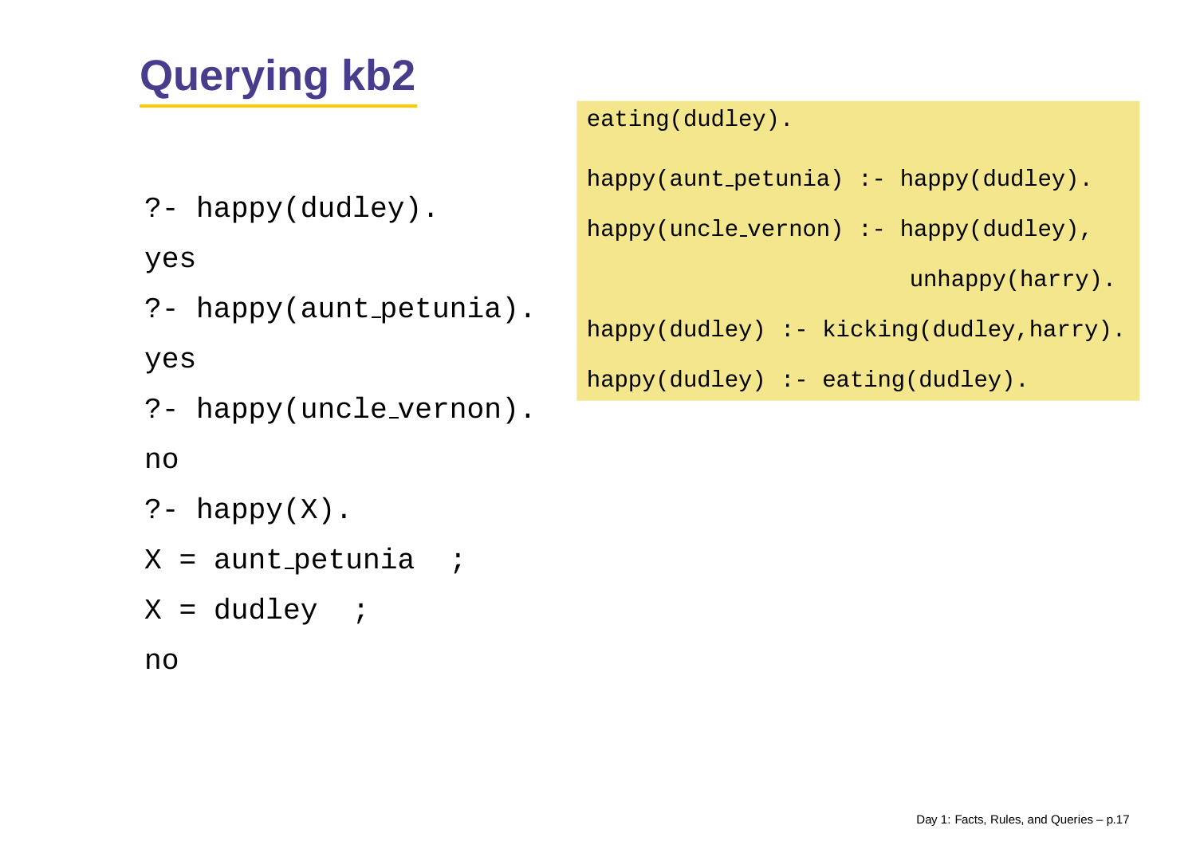# Querying kb2

```
eating(dudley).

happy(aunt_petunia) :- happy(dudley).

happy(uncle_vernon) :- happy(dudley),
                       unhappy(harry).

happy(dudley) :- kicking(dudley,harry).

happy(dudley) :- eating(dudley).
```

```
?- happy(dudley).
yes
?- happy(aunt_petunia).
yes
?- happy(uncle_vernon).
no
?- happy(X).
X = aunt_petunia  ;
X = dudley  ;
no
```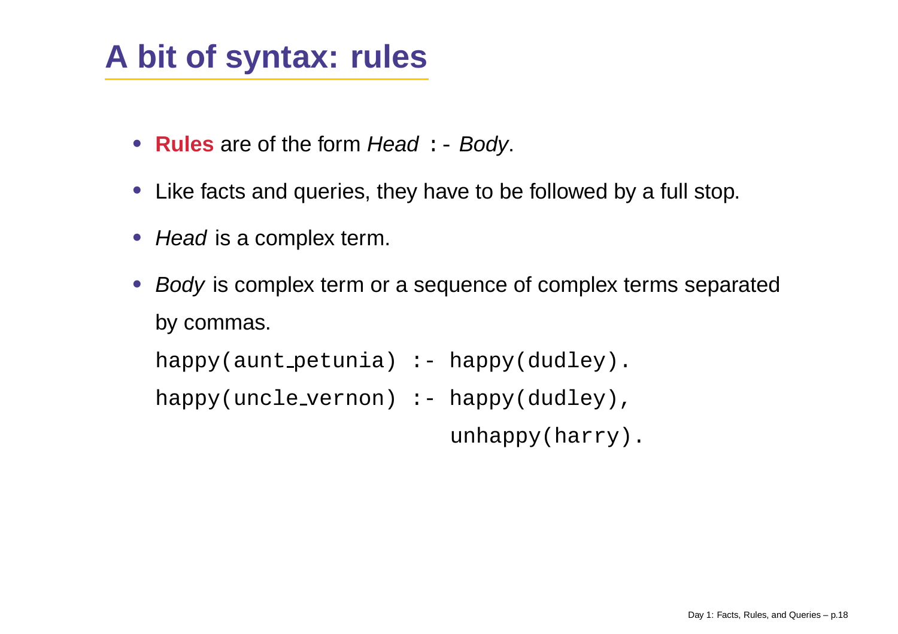# A bit of syntax: rules

- **Rules** are of the form *Head* `:-` *Body*.
- Like facts and queries, they have to be followed by a full stop.
- *Head* is a complex term.
- *Body* is complex term or a sequence of complex terms separated by commas.

```
happy(aunt_petunia) :- happy(dudley).
happy(uncle_vernon) :- happy(dudley),
                       unhappy(harry).
```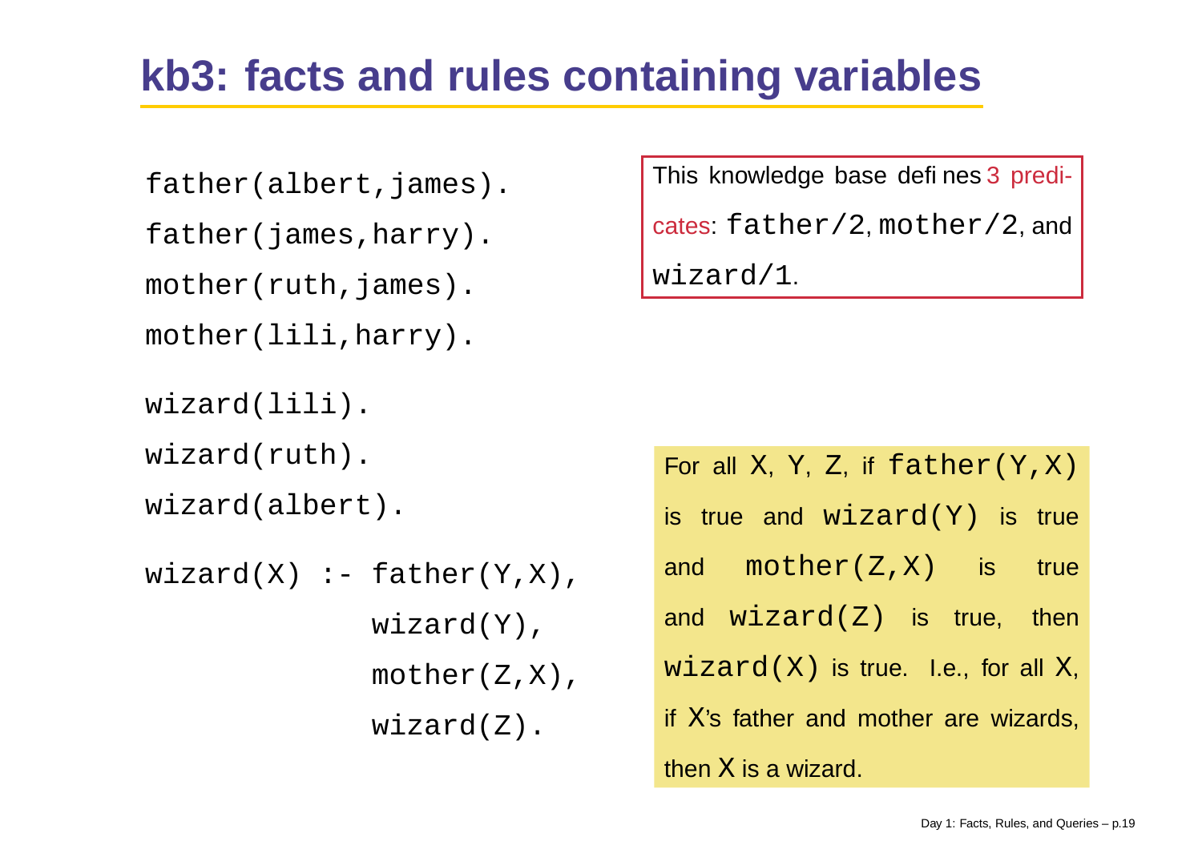# kb3: facts and rules containing variables

```
father(albert,james).
father(james,harry).
mother(ruth,james).
mother(lili,harry).

wizard(lili).
wizard(ruth).
wizard(albert).

wizard(X) :- father(Y,X),
             wizard(Y),
             mother(Z,X),
             wizard(Z).
```

This knowledge base defines 3 predicates: `father/2`, `mother/2`, and `wizard/1`.

For all X, Y, Z, if `father(Y,X)` is true and `wizard(Y)` is true and `mother(Z,X)` is true and `wizard(Z)` is true, then `wizard(X)` is true. I.e., for all X, if X's father and mother are wizards, then X is a wizard.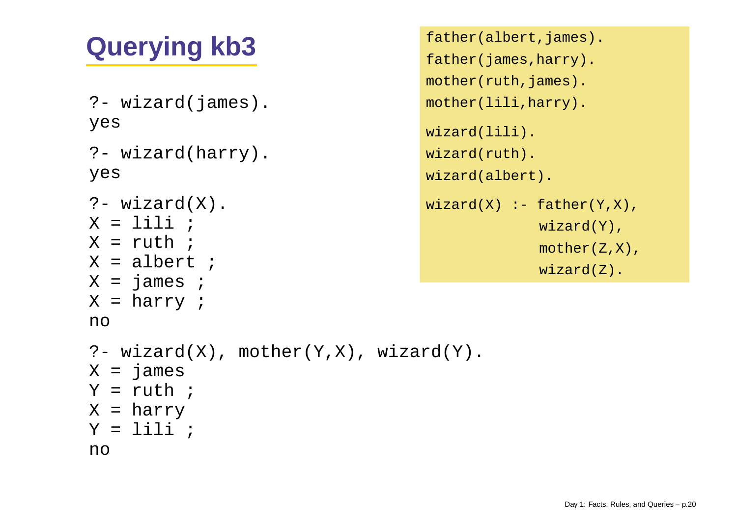# Querying kb3

```
father(albert,james).
father(james,harry).
mother(ruth,james).
mother(lili,harry).

wizard(lili).
wizard(ruth).
wizard(albert).

wizard(X) :- father(Y,X),
             wizard(Y),
             mother(Z,X),
             wizard(Z).
```

```
?- wizard(james).
yes

?- wizard(harry).
yes

?- wizard(X).
X = lili ;
X = ruth ;
X = albert ;
X = james ;
X = harry ;
no

?- wizard(X), mother(Y,X), wizard(Y).
X = james
Y = ruth ;
X = harry
Y = lili ;
no
```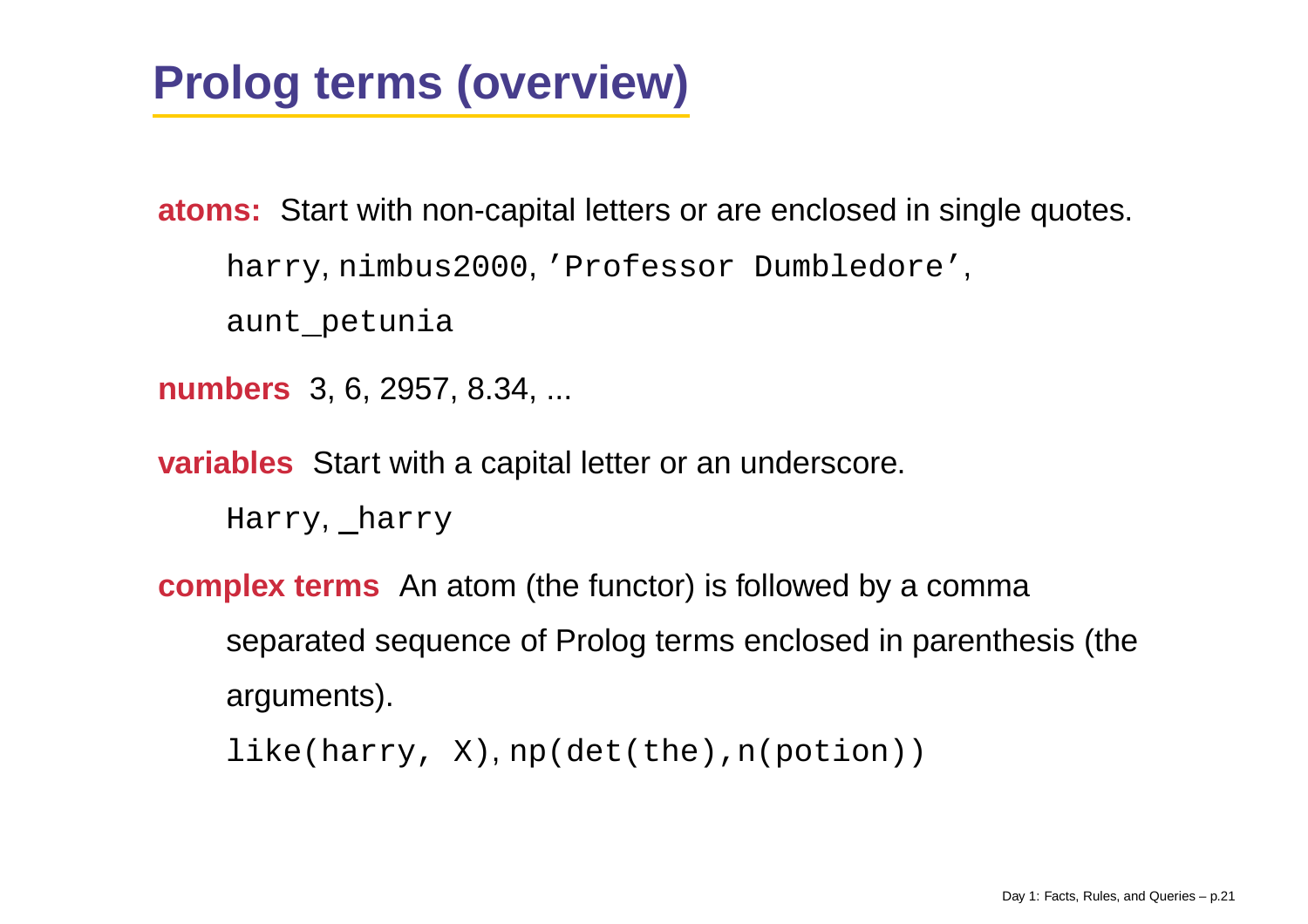# Prolog terms (overview)

**atoms:** Start with non-capital letters or are enclosed in single quotes.

`harry`, `nimbus2000`, `'Professor Dumbledore'`, `aunt_petunia`

**numbers** 3, 6, 2957, 8.34, ...

**variables** Start with a capital letter or an underscore.

`Harry`, `_harry`

**complex terms** An atom (the functor) is followed by a comma separated sequence of Prolog terms enclosed in parenthesis (the arguments).

`like(harry, X)`, `np(det(the),n(potion))`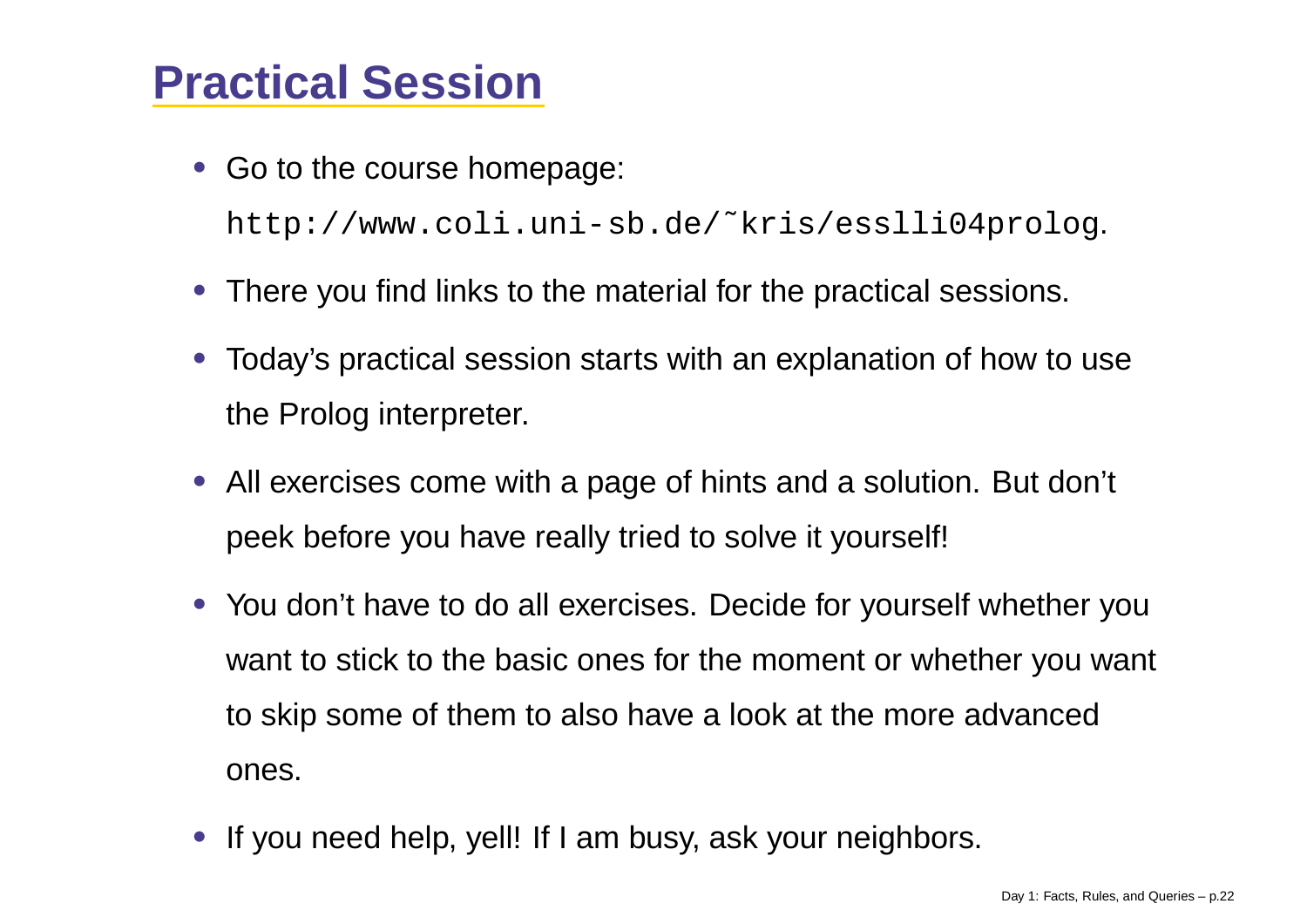# Practical Session

- Go to the course homepage:

  `http://www.coli.uni-sb.de/˜kris/esslli04prolog`.

- There you find links to the material for the practical sessions.
- Today's practical session starts with an explanation of how to use the Prolog interpreter.
- All exercises come with a page of hints and a solution. But don't peek before you have really tried to solve it yourself!
- You don't have to do all exercises. Decide for yourself whether you want to stick to the basic ones for the moment or whether you want to skip some of them to also have a look at the more advanced ones.
- If you need help, yell! If I am busy, ask your neighbors.